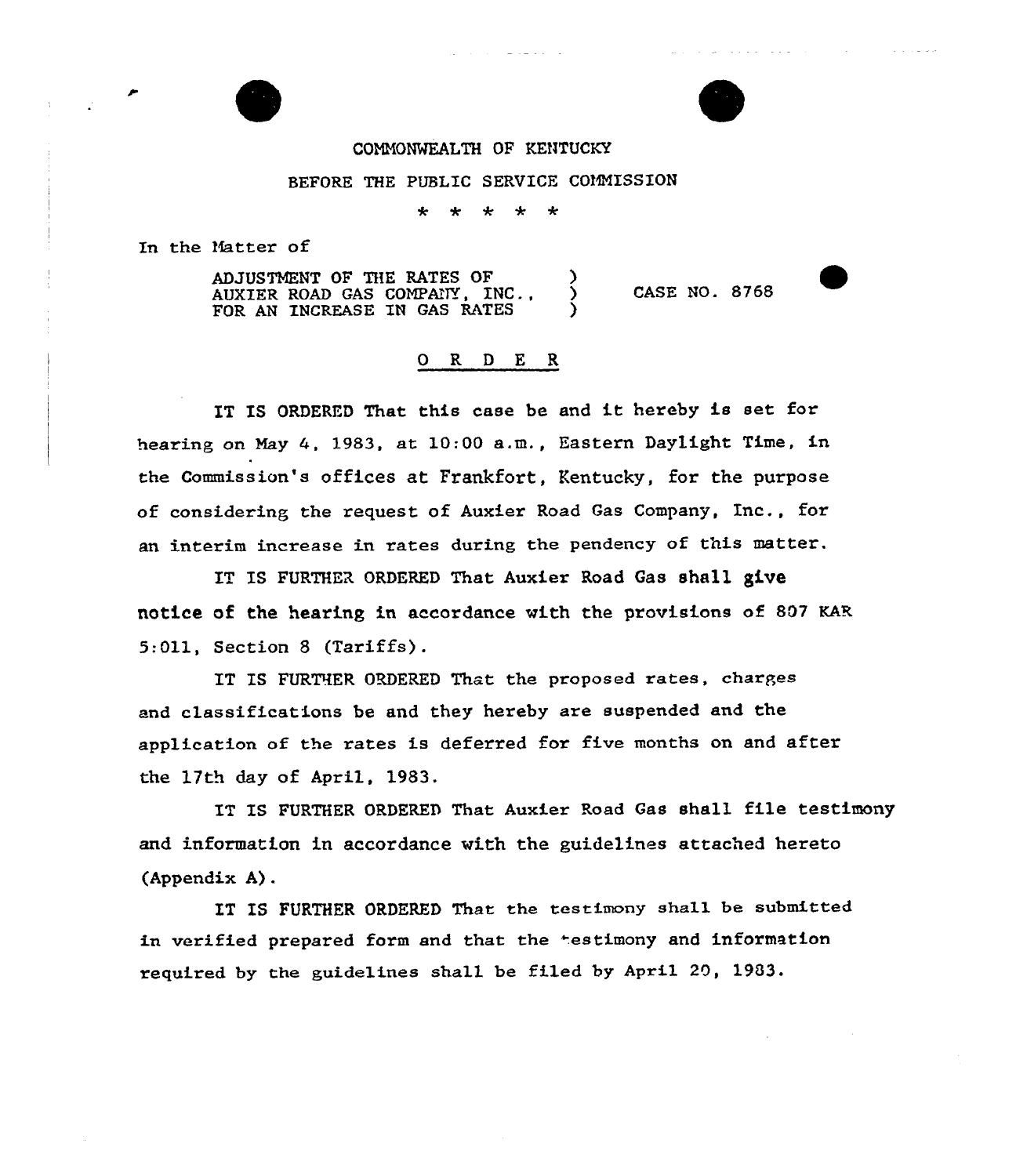COMMONWEALTH OF KENTUCKY

BEFORE THE PUBLIC SERVICE COMMISSION

\* \* \* \* \*

In the Matter of

| | | |
|---|---|---|
| ADJUSTMENT OF THE RATES OF AUXIER ROAD GAS COMPANY, INC., FOR AN INCREASE IN GAS RATES | ) ) ) | CASE NO. 8768 |

## O R D E R

IT IS ORDERED That this case be and it hereby is set for hearing on May 4, 1983, at 10:00 a.m., Eastern Daylight Time, in the Commission's offices at Frankfort, Kentucky, for the purpose of considering the request of Auxier Road Gas Company, Inc., for an interim increase in rates during the pendency of this matter.

IT IS FURTHER ORDERED That Auxier Road Gas shall give notice of the hearing in accordance with the provisions of 807 KAR 5:011, Section 8 (Tariffs).

IT IS FURTHER ORDERED That the proposed rates, charges and classifications be and they hereby are suspended and the application of the rates is deferred for five months on and after the 17th day of April, 1983.

IT IS FURTHER ORDERED That Auxier Road Gas shall file testimony and information in accordance with the guidelines attached hereto (Appendix A).

IT IS FURTHER ORDERED That the testimony shall be submitted in verified prepared form and that the testimony and information required by the guidelines shall be filed by April 20, 1983.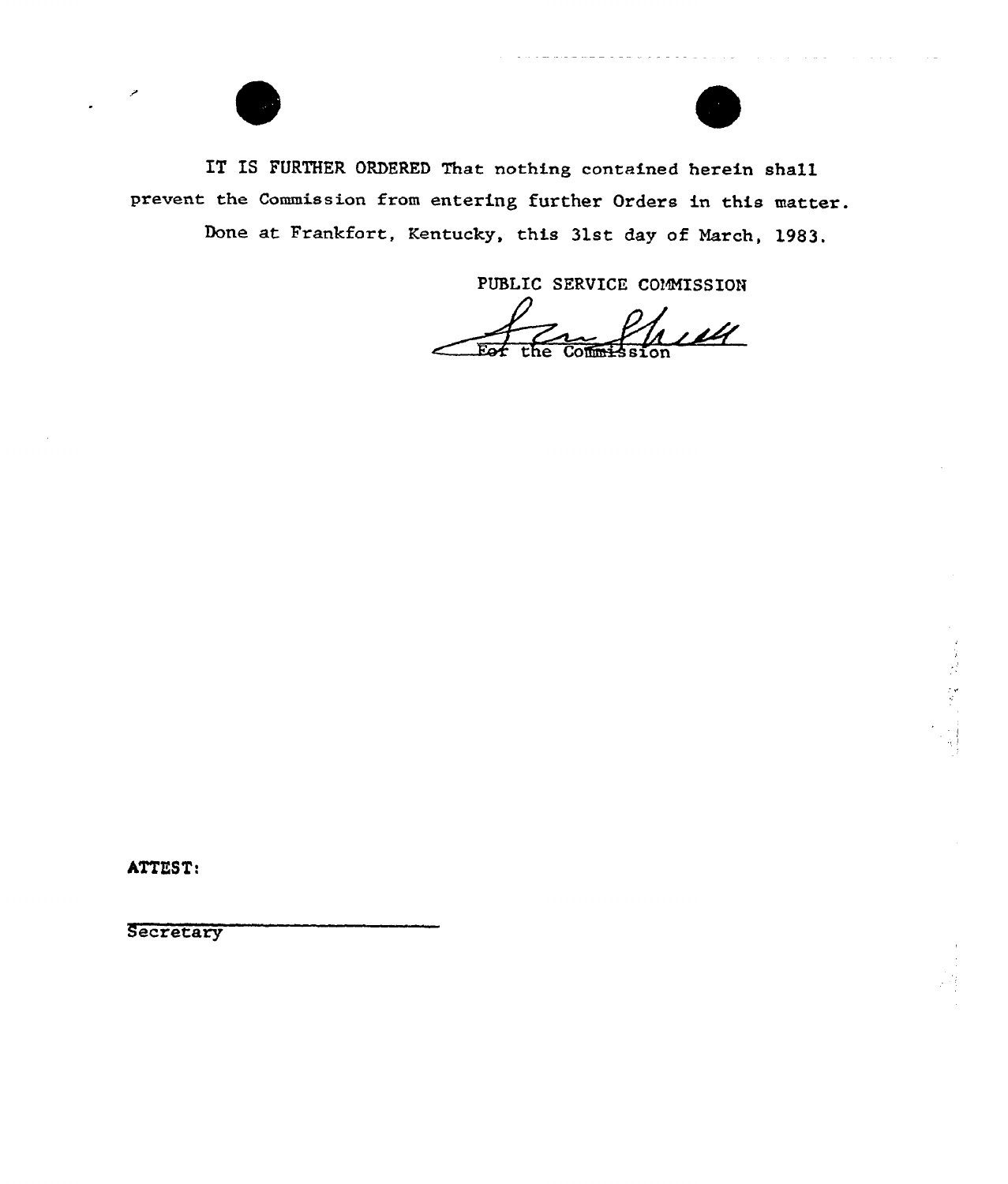IT IS FURTHER ORDERED That nothing contained herein shall prevent the Commission from entering further Orders in this matter.

Done at Frankfort, Kentucky, this 31st day of March, 1983.

PUBLIC SERVICE COMMISSION

For the Commission

ATTEST:

Secretary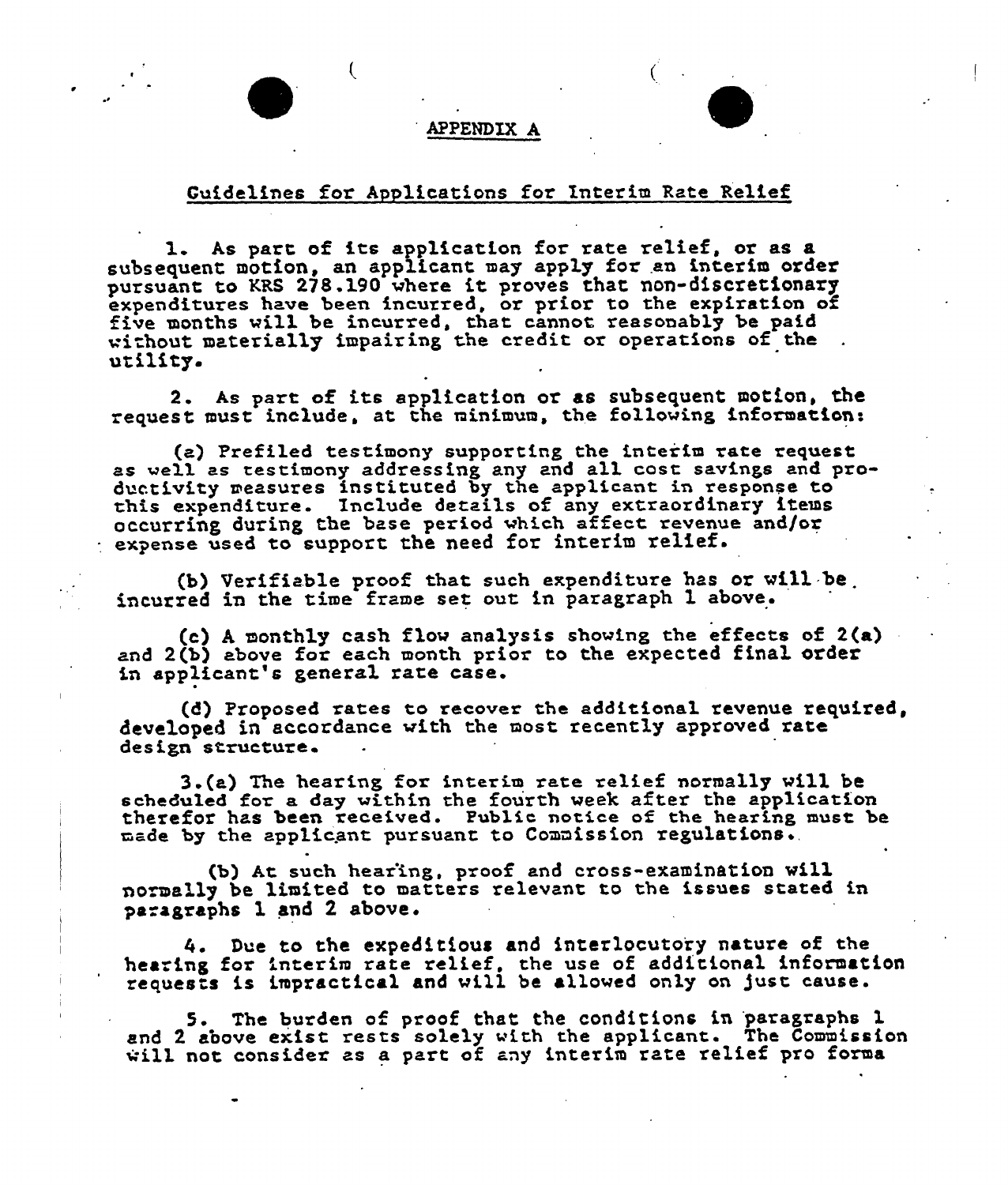## APPENDIX A

### Guidelines for Applications for Interim Rate Relief

1. As part of its application for rate relief, or as a subsequent motion, an applicant may apply for an interim order pursuant to KRS 278.190 where it proves that non-discretionary expenditures have been incurred, or prior to the expiration of five months will be incurred, that cannot reasonably be paid without materially impairing the credit or operations of the utility.

2. As part of its application or as subsequent motion, the request must include, at the minimum, the following information:

(a) Prefiled testimony supporting the interim rate request as well as testimony addressing any and all cost savings and productivity measures instituted by the applicant in response to this expenditure. Include details of any extraordinary items occurring during the base period which affect revenue and/or expense used to support the need for interim relief.

(b) Verifiable proof that such expenditure has or will be incurred in the time frame set out in paragraph 1 above.

(c) A monthly cash flow analysis showing the effects of 2(a) and 2(b) above for each month prior to the expected final order in applicant's general rate case.

(d) Proposed rates to recover the additional revenue required, developed in accordance with the most recently approved rate design structure.

3.(a) The hearing for interim rate relief normally will be scheduled for a day within the fourth week after the application therefor has been received. Public notice of the hearing must be made by the applicant pursuant to Commission regulations.

(b) At such hearing, proof and cross-examination will normally be limited to matters relevant to the issues stated in paragraphs 1 and 2 above.

4. Due to the expeditious and interlocutory nature of the hearing for interim rate relief, the use of additional information requests is impractical and will be allowed only on just cause.

5. The burden of proof that the conditions in paragraphs 1 and 2 above exist rests solely with the applicant. The Commission will not consider as a part of any interim rate relief pro forma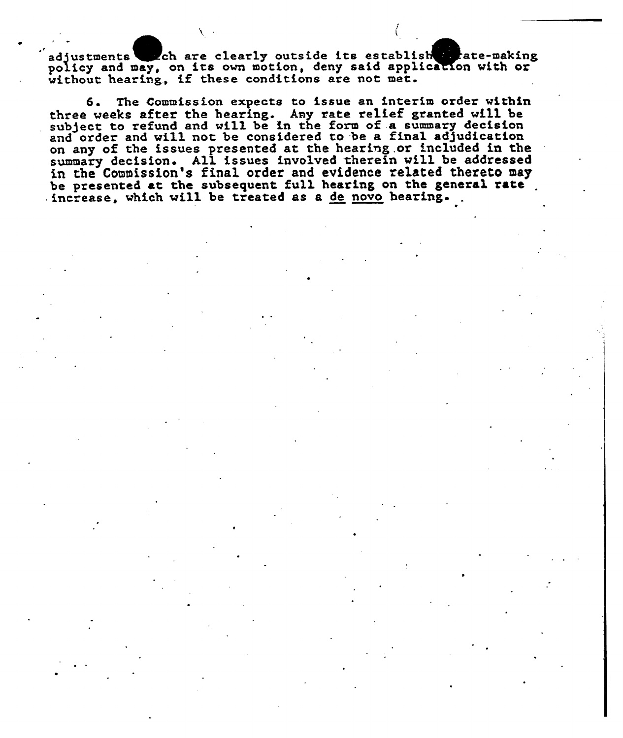adjustments which are clearly outside its established rate-making policy and may, on its own motion, deny said application with or without hearing, if these conditions are not met.

6. The Commission expects to issue an interim order within three weeks after the hearing. Any rate relief granted will be subject to refund and will be in the form of a summary decision and order and will not be considered to be a final adjudication on any of the issues presented at the hearing or included in the summary decision. All issues involved therein will be addressed in the Commission's final order and evidence related thereto may be presented at the subsequent full hearing on the general rate increase, which will be treated as a <u>de novo</u> hearing.